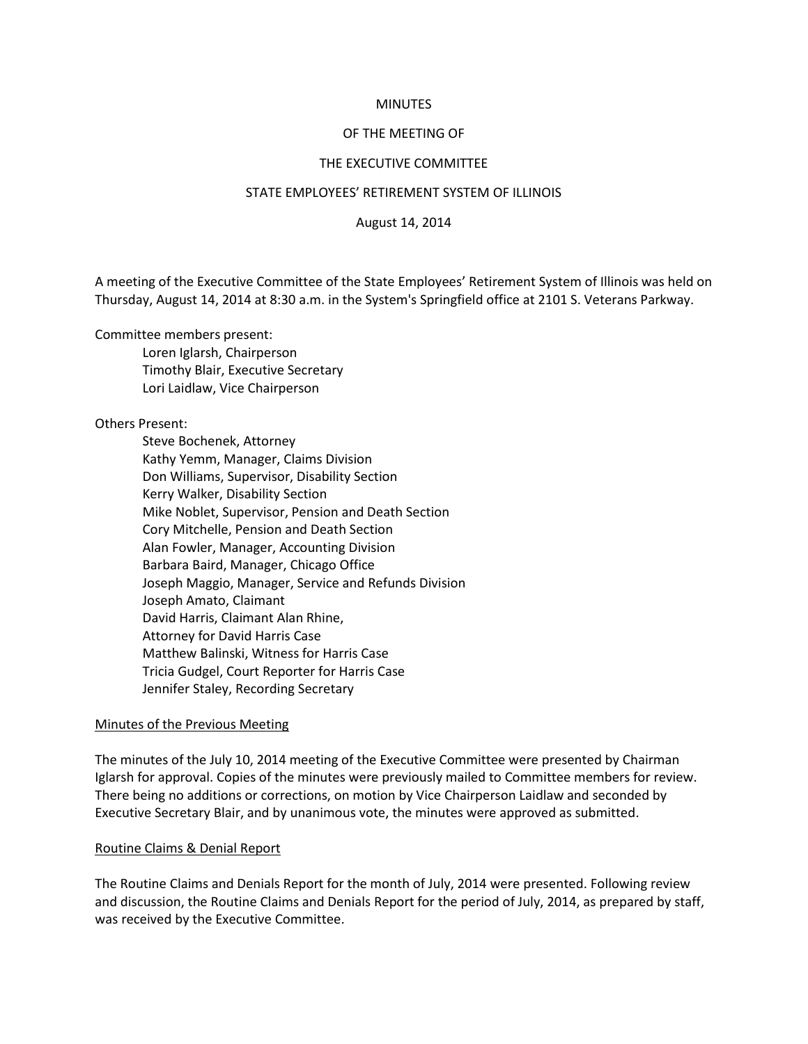MINUTES

OF THE MEETING OF

THE EXECUTIVE COMMITTEE

STATE EMPLOYEES' RETIREMENT SYSTEM OF ILLINOIS

August 14, 2014

A meeting of the Executive Committee of the State Employees' Retirement System of Illinois was held on Thursday, August 14, 2014 at 8:30 a.m. in the System's Springfield office at 2101 S. Veterans Parkway.

Committee members present:

Loren Iglarsh, Chairperson
Timothy Blair, Executive Secretary
Lori Laidlaw, Vice Chairperson

Others Present:

Steve Bochenek, Attorney
Kathy Yemm, Manager, Claims Division
Don Williams, Supervisor, Disability Section
Kerry Walker, Disability Section
Mike Noblet, Supervisor, Pension and Death Section
Cory Mitchelle, Pension and Death Section
Alan Fowler, Manager, Accounting Division
Barbara Baird, Manager, Chicago Office
Joseph Maggio, Manager, Service and Refunds Division
Joseph Amato, Claimant
David Harris, Claimant Alan Rhine,
Attorney for David Harris Case
Matthew Balinski, Witness for Harris Case
Tricia Gudgel, Court Reporter for Harris Case
Jennifer Staley, Recording Secretary

## Minutes of the Previous Meeting

The minutes of the July 10, 2014 meeting of the Executive Committee were presented by Chairman Iglarsh for approval. Copies of the minutes were previously mailed to Committee members for review. There being no additions or corrections, on motion by Vice Chairperson Laidlaw and seconded by Executive Secretary Blair, and by unanimous vote, the minutes were approved as submitted.

## Routine Claims & Denial Report

The Routine Claims and Denials Report for the month of July, 2014 were presented. Following review and discussion, the Routine Claims and Denials Report for the period of July, 2014, as prepared by staff, was received by the Executive Committee.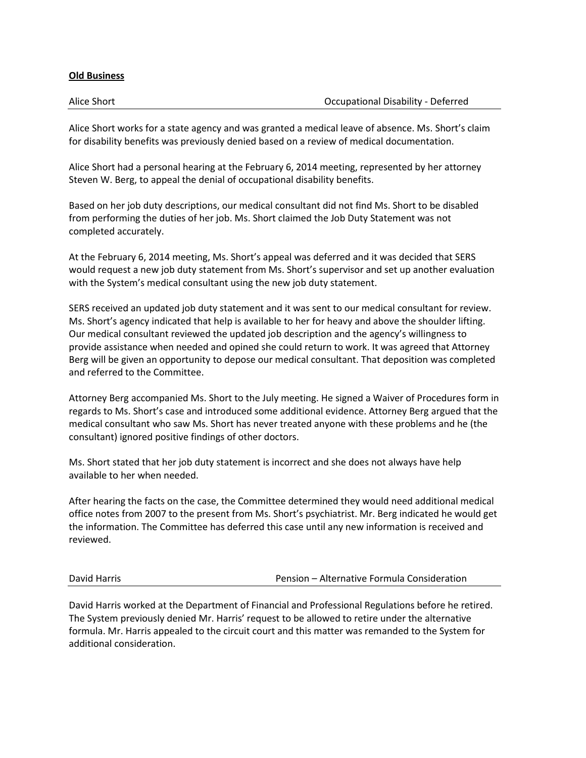**Old Business**

Alice Short — Occupational Disability - Deferred

Alice Short works for a state agency and was granted a medical leave of absence. Ms. Short's claim for disability benefits was previously denied based on a review of medical documentation.

Alice Short had a personal hearing at the February 6, 2014 meeting, represented by her attorney Steven W. Berg, to appeal the denial of occupational disability benefits.

Based on her job duty descriptions, our medical consultant did not find Ms. Short to be disabled from performing the duties of her job. Ms. Short claimed the Job Duty Statement was not completed accurately.

At the February 6, 2014 meeting, Ms. Short's appeal was deferred and it was decided that SERS would request a new job duty statement from Ms. Short's supervisor and set up another evaluation with the System's medical consultant using the new job duty statement.

SERS received an updated job duty statement and it was sent to our medical consultant for review. Ms. Short's agency indicated that help is available to her for heavy and above the shoulder lifting. Our medical consultant reviewed the updated job description and the agency's willingness to provide assistance when needed and opined she could return to work. It was agreed that Attorney Berg will be given an opportunity to depose our medical consultant. That deposition was completed and referred to the Committee.

Attorney Berg accompanied Ms. Short to the July meeting. He signed a Waiver of Procedures form in regards to Ms. Short's case and introduced some additional evidence. Attorney Berg argued that the medical consultant who saw Ms. Short has never treated anyone with these problems and he (the consultant) ignored positive findings of other doctors.

Ms. Short stated that her job duty statement is incorrect and she does not always have help available to her when needed.

After hearing the facts on the case, the Committee determined they would need additional medical office notes from 2007 to the present from Ms. Short's psychiatrist. Mr. Berg indicated he would get the information. The Committee has deferred this case until any new information is received and reviewed.

David Harris — Pension – Alternative Formula Consideration

David Harris worked at the Department of Financial and Professional Regulations before he retired. The System previously denied Mr. Harris' request to be allowed to retire under the alternative formula. Mr. Harris appealed to the circuit court and this matter was remanded to the System for additional consideration.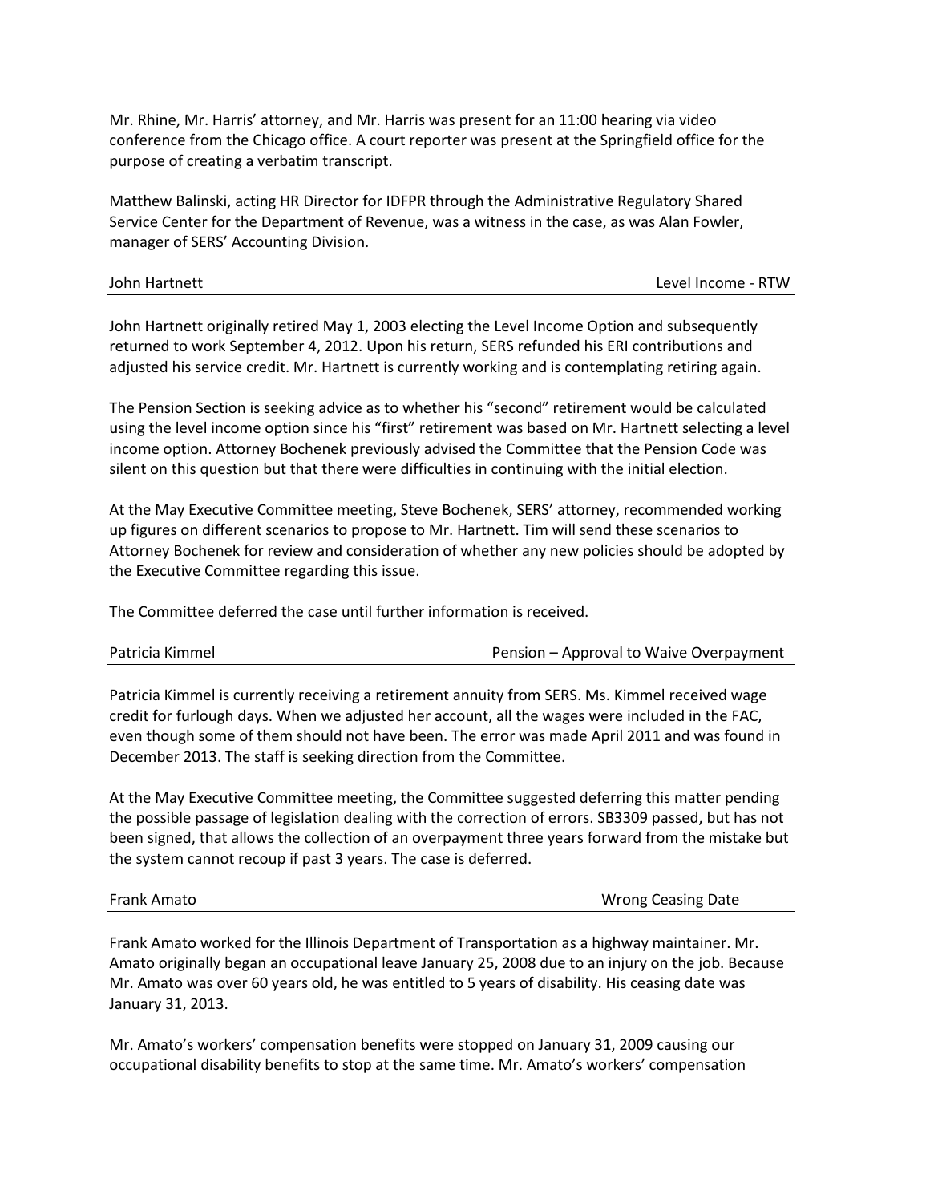Mr. Rhine, Mr. Harris' attorney, and Mr. Harris was present for an 11:00 hearing via video conference from the Chicago office. A court reporter was present at the Springfield office for the purpose of creating a verbatim transcript.

Matthew Balinski, acting HR Director for IDFPR through the Administrative Regulatory Shared Service Center for the Department of Revenue, was a witness in the case, as was Alan Fowler, manager of SERS' Accounting Division.

| John Hartnett | Level Income - RTW |
|---|---|

John Hartnett originally retired May 1, 2003 electing the Level Income Option and subsequently returned to work September 4, 2012. Upon his return, SERS refunded his ERI contributions and adjusted his service credit. Mr. Hartnett is currently working and is contemplating retiring again.

The Pension Section is seeking advice as to whether his "second" retirement would be calculated using the level income option since his "first" retirement was based on Mr. Hartnett selecting a level income option. Attorney Bochenek previously advised the Committee that the Pension Code was silent on this question but that there were difficulties in continuing with the initial election.

At the May Executive Committee meeting, Steve Bochenek, SERS' attorney, recommended working up figures on different scenarios to propose to Mr. Hartnett. Tim will send these scenarios to Attorney Bochenek for review and consideration of whether any new policies should be adopted by the Executive Committee regarding this issue.

The Committee deferred the case until further information is received.

| Patricia Kimmel | Pension – Approval to Waive Overpayment |
|---|---|

Patricia Kimmel is currently receiving a retirement annuity from SERS. Ms. Kimmel received wage credit for furlough days. When we adjusted her account, all the wages were included in the FAC, even though some of them should not have been. The error was made April 2011 and was found in December 2013. The staff is seeking direction from the Committee.

At the May Executive Committee meeting, the Committee suggested deferring this matter pending the possible passage of legislation dealing with the correction of errors. SB3309 passed, but has not been signed, that allows the collection of an overpayment three years forward from the mistake but the system cannot recoup if past 3 years. The case is deferred.

| Frank Amato | Wrong Ceasing Date |
|---|---|

Frank Amato worked for the Illinois Department of Transportation as a highway maintainer. Mr. Amato originally began an occupational leave January 25, 2008 due to an injury on the job. Because Mr. Amato was over 60 years old, he was entitled to 5 years of disability. His ceasing date was January 31, 2013.

Mr. Amato's workers' compensation benefits were stopped on January 31, 2009 causing our occupational disability benefits to stop at the same time. Mr. Amato's workers' compensation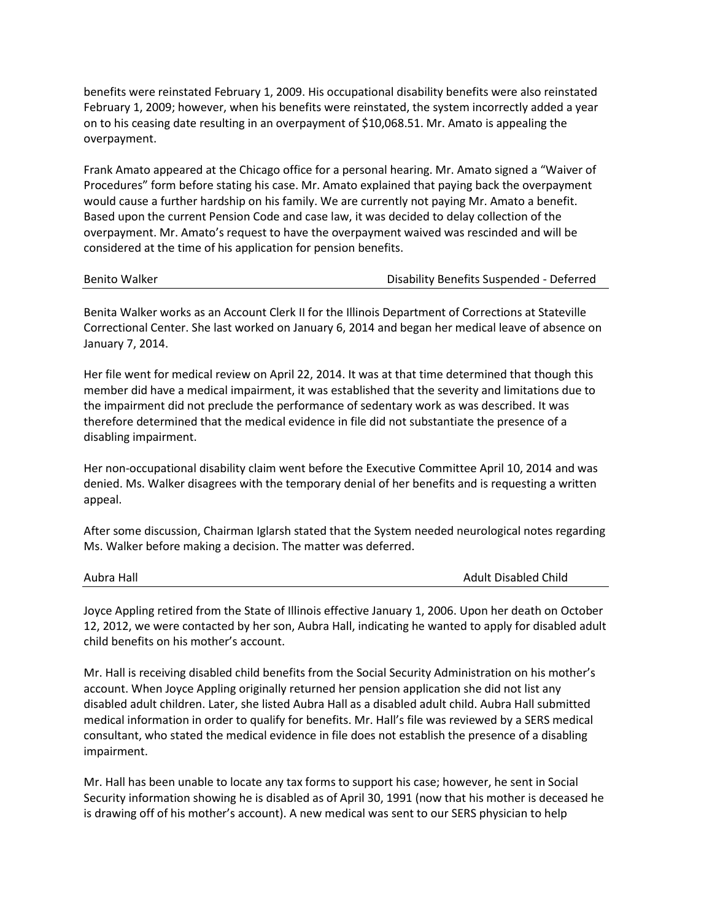benefits were reinstated February 1, 2009. His occupational disability benefits were also reinstated February 1, 2009; however, when his benefits were reinstated, the system incorrectly added a year on to his ceasing date resulting in an overpayment of $10,068.51. Mr. Amato is appealing the overpayment.

Frank Amato appeared at the Chicago office for a personal hearing. Mr. Amato signed a "Waiver of Procedures" form before stating his case. Mr. Amato explained that paying back the overpayment would cause a further hardship on his family. We are currently not paying Mr. Amato a benefit. Based upon the current Pension Code and case law, it was decided to delay collection of the overpayment. Mr. Amato's request to have the overpayment waived was rescinded and will be considered at the time of his application for pension benefits.

Benito Walker — Disability Benefits Suspended - Deferred

Benita Walker works as an Account Clerk II for the Illinois Department of Corrections at Stateville Correctional Center. She last worked on January 6, 2014 and began her medical leave of absence on January 7, 2014.

Her file went for medical review on April 22, 2014. It was at that time determined that though this member did have a medical impairment, it was established that the severity and limitations due to the impairment did not preclude the performance of sedentary work as was described. It was therefore determined that the medical evidence in file did not substantiate the presence of a disabling impairment.

Her non-occupational disability claim went before the Executive Committee April 10, 2014 and was denied. Ms. Walker disagrees with the temporary denial of her benefits and is requesting a written appeal.

After some discussion, Chairman Iglarsh stated that the System needed neurological notes regarding Ms. Walker before making a decision. The matter was deferred.

Aubra Hall — Adult Disabled Child

Joyce Appling retired from the State of Illinois effective January 1, 2006. Upon her death on October 12, 2012, we were contacted by her son, Aubra Hall, indicating he wanted to apply for disabled adult child benefits on his mother's account.

Mr. Hall is receiving disabled child benefits from the Social Security Administration on his mother's account. When Joyce Appling originally returned her pension application she did not list any disabled adult children. Later, she listed Aubra Hall as a disabled adult child. Aubra Hall submitted medical information in order to qualify for benefits. Mr. Hall's file was reviewed by a SERS medical consultant, who stated the medical evidence in file does not establish the presence of a disabling impairment.

Mr. Hall has been unable to locate any tax forms to support his case; however, he sent in Social Security information showing he is disabled as of April 30, 1991 (now that his mother is deceased he is drawing off of his mother's account). A new medical was sent to our SERS physician to help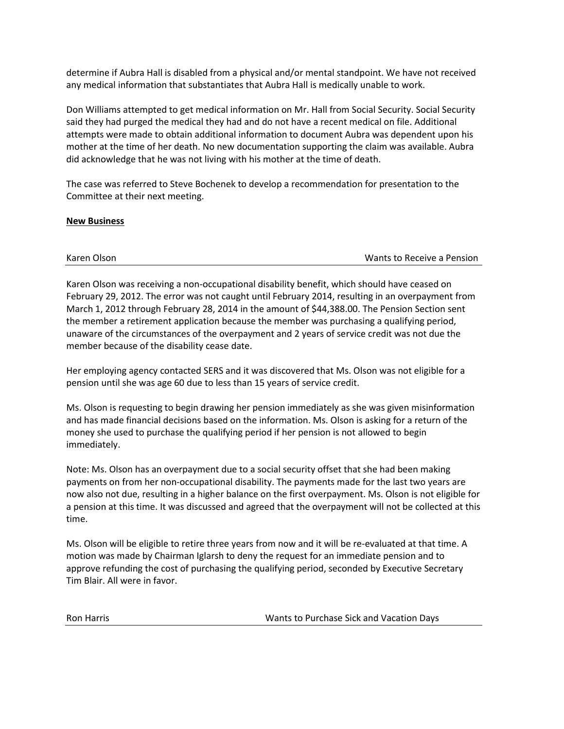determine if Aubra Hall is disabled from a physical and/or mental standpoint. We have not received any medical information that substantiates that Aubra Hall is medically unable to work.

Don Williams attempted to get medical information on Mr. Hall from Social Security. Social Security said they had purged the medical they had and do not have a recent medical on file. Additional attempts were made to obtain additional information to document Aubra was dependent upon his mother at the time of her death. No new documentation supporting the claim was available. Aubra did acknowledge that he was not living with his mother at the time of death.

The case was referred to Steve Bochenek to develop a recommendation for presentation to the Committee at their next meeting.

**New Business**

Karen Olson — Wants to Receive a Pension

---

Karen Olson was receiving a non-occupational disability benefit, which should have ceased on February 29, 2012. The error was not caught until February 2014, resulting in an overpayment from March 1, 2012 through February 28, 2014 in the amount of $44,388.00. The Pension Section sent the member a retirement application because the member was purchasing a qualifying period, unaware of the circumstances of the overpayment and 2 years of service credit was not due the member because of the disability cease date.

Her employing agency contacted SERS and it was discovered that Ms. Olson was not eligible for a pension until she was age 60 due to less than 15 years of service credit.

Ms. Olson is requesting to begin drawing her pension immediately as she was given misinformation and has made financial decisions based on the information. Ms. Olson is asking for a return of the money she used to purchase the qualifying period if her pension is not allowed to begin immediately.

Note: Ms. Olson has an overpayment due to a social security offset that she had been making payments on from her non-occupational disability. The payments made for the last two years are now also not due, resulting in a higher balance on the first overpayment. Ms. Olson is not eligible for a pension at this time. It was discussed and agreed that the overpayment will not be collected at this time.

Ms. Olson will be eligible to retire three years from now and it will be re-evaluated at that time. A motion was made by Chairman Iglarsh to deny the request for an immediate pension and to approve refunding the cost of purchasing the qualifying period, seconded by Executive Secretary Tim Blair. All were in favor.

Ron Harris — Wants to Purchase Sick and Vacation Days

---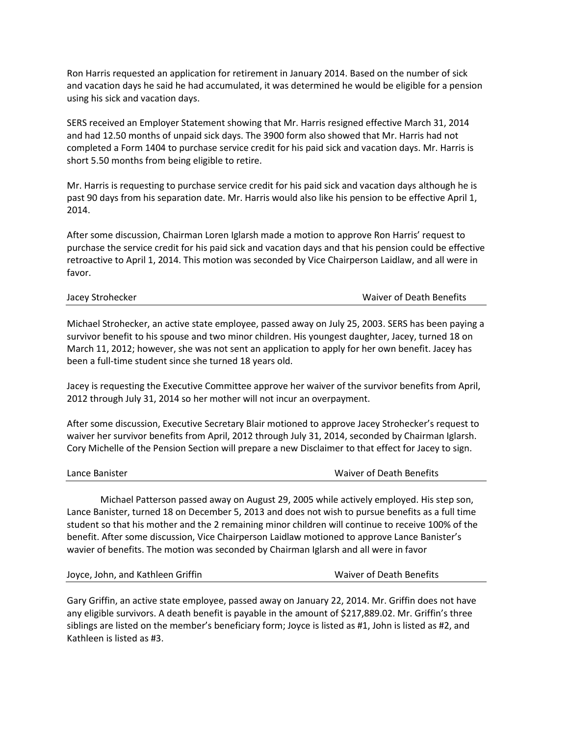Ron Harris requested an application for retirement in January 2014. Based on the number of sick and vacation days he said he had accumulated, it was determined he would be eligible for a pension using his sick and vacation days.

SERS received an Employer Statement showing that Mr. Harris resigned effective March 31, 2014 and had 12.50 months of unpaid sick days. The 3900 form also showed that Mr. Harris had not completed a Form 1404 to purchase service credit for his paid sick and vacation days. Mr. Harris is short 5.50 months from being eligible to retire.

Mr. Harris is requesting to purchase service credit for his paid sick and vacation days although he is past 90 days from his separation date. Mr. Harris would also like his pension to be effective April 1, 2014.

After some discussion, Chairman Loren Iglarsh made a motion to approve Ron Harris' request to purchase the service credit for his paid sick and vacation days and that his pension could be effective retroactive to April 1, 2014. This motion was seconded by Vice Chairperson Laidlaw, and all were in favor.

Jacey Strohecker — Waiver of Death Benefits

Michael Strohecker, an active state employee, passed away on July 25, 2003. SERS has been paying a survivor benefit to his spouse and two minor children. His youngest daughter, Jacey, turned 18 on March 11, 2012; however, she was not sent an application to apply for her own benefit. Jacey has been a full-time student since she turned 18 years old.

Jacey is requesting the Executive Committee approve her waiver of the survivor benefits from April, 2012 through July 31, 2014 so her mother will not incur an overpayment.

After some discussion, Executive Secretary Blair motioned to approve Jacey Strohecker's request to waiver her survivor benefits from April, 2012 through July 31, 2014, seconded by Chairman Iglarsh. Cory Michelle of the Pension Section will prepare a new Disclaimer to that effect for Jacey to sign.

Lance Banister — Waiver of Death Benefits

Michael Patterson passed away on August 29, 2005 while actively employed. His step son, Lance Banister, turned 18 on December 5, 2013 and does not wish to pursue benefits as a full time student so that his mother and the 2 remaining minor children will continue to receive 100% of the benefit. After some discussion, Vice Chairperson Laidlaw motioned to approve Lance Banister's wavier of benefits. The motion was seconded by Chairman Iglarsh and all were in favor

Joyce, John, and Kathleen Griffin — Waiver of Death Benefits

Gary Griffin, an active state employee, passed away on January 22, 2014. Mr. Griffin does not have any eligible survivors. A death benefit is payable in the amount of $217,889.02. Mr. Griffin's three siblings are listed on the member's beneficiary form; Joyce is listed as #1, John is listed as #2, and Kathleen is listed as #3.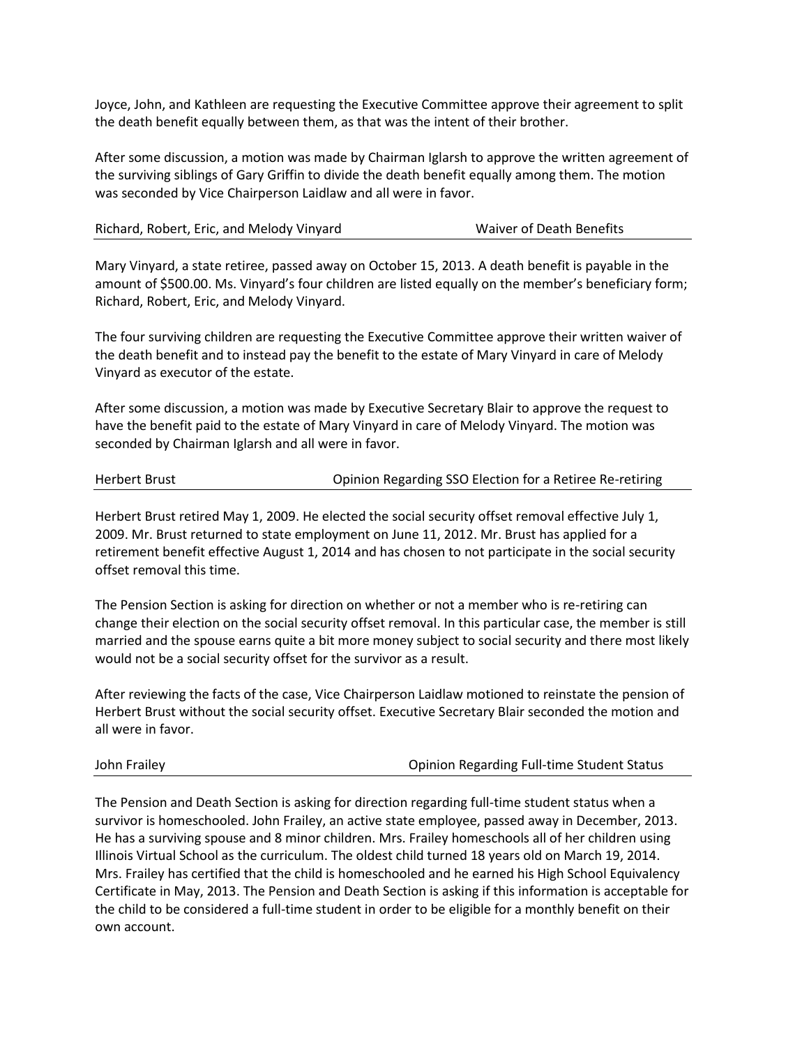Joyce, John, and Kathleen are requesting the Executive Committee approve their agreement to split the death benefit equally between them, as that was the intent of their brother.

After some discussion, a motion was made by Chairman Iglarsh to approve the written agreement of the surviving siblings of Gary Griffin to divide the death benefit equally among them. The motion was seconded by Vice Chairperson Laidlaw and all were in favor.

**Richard, Robert, Eric, and Melody Vinyard — Waiver of Death Benefits**

Mary Vinyard, a state retiree, passed away on October 15, 2013. A death benefit is payable in the amount of $500.00. Ms. Vinyard's four children are listed equally on the member's beneficiary form; Richard, Robert, Eric, and Melody Vinyard.

The four surviving children are requesting the Executive Committee approve their written waiver of the death benefit and to instead pay the benefit to the estate of Mary Vinyard in care of Melody Vinyard as executor of the estate.

After some discussion, a motion was made by Executive Secretary Blair to approve the request to have the benefit paid to the estate of Mary Vinyard in care of Melody Vinyard. The motion was seconded by Chairman Iglarsh and all were in favor.

**Herbert Brust — Opinion Regarding SSO Election for a Retiree Re-retiring**

Herbert Brust retired May 1, 2009. He elected the social security offset removal effective July 1, 2009. Mr. Brust returned to state employment on June 11, 2012. Mr. Brust has applied for a retirement benefit effective August 1, 2014 and has chosen to not participate in the social security offset removal this time.

The Pension Section is asking for direction on whether or not a member who is re-retiring can change their election on the social security offset removal. In this particular case, the member is still married and the spouse earns quite a bit more money subject to social security and there most likely would not be a social security offset for the survivor as a result.

After reviewing the facts of the case, Vice Chairperson Laidlaw motioned to reinstate the pension of Herbert Brust without the social security offset. Executive Secretary Blair seconded the motion and all were in favor.

**John Frailey — Opinion Regarding Full-time Student Status**

The Pension and Death Section is asking for direction regarding full-time student status when a survivor is homeschooled. John Frailey, an active state employee, passed away in December, 2013. He has a surviving spouse and 8 minor children. Mrs. Frailey homeschools all of her children using Illinois Virtual School as the curriculum. The oldest child turned 18 years old on March 19, 2014. Mrs. Frailey has certified that the child is homeschooled and he earned his High School Equivalency Certificate in May, 2013. The Pension and Death Section is asking if this information is acceptable for the child to be considered a full-time student in order to be eligible for a monthly benefit on their own account.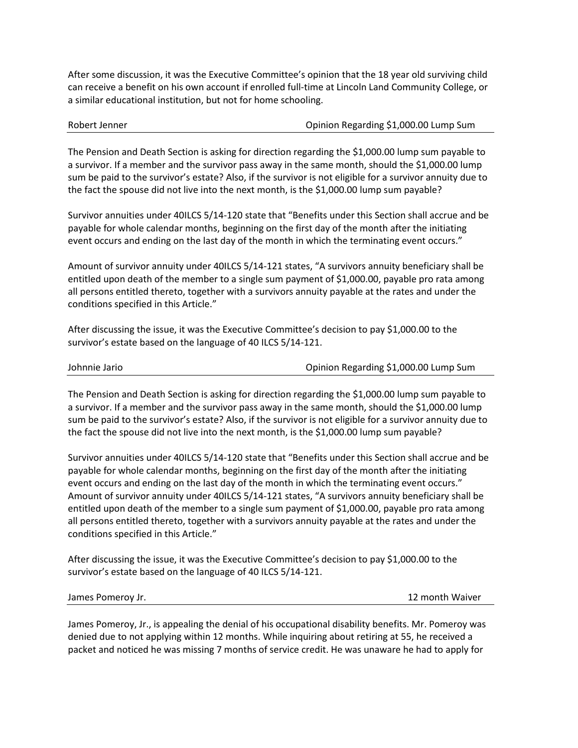After some discussion, it was the Executive Committee's opinion that the 18 year old surviving child can receive a benefit on his own account if enrolled full-time at Lincoln Land Community College, or a similar educational institution, but not for home schooling.

| Robert Jenner | Opinion Regarding $1,000.00 Lump Sum |
|---|---|

The Pension and Death Section is asking for direction regarding the $1,000.00 lump sum payable to a survivor. If a member and the survivor pass away in the same month, should the $1,000.00 lump sum be paid to the survivor's estate? Also, if the survivor is not eligible for a survivor annuity due to the fact the spouse did not live into the next month, is the $1,000.00 lump sum payable?

Survivor annuities under 40ILCS 5/14-120 state that "Benefits under this Section shall accrue and be payable for whole calendar months, beginning on the first day of the month after the initiating event occurs and ending on the last day of the month in which the terminating event occurs."

Amount of survivor annuity under 40ILCS 5/14-121 states, "A survivors annuity beneficiary shall be entitled upon death of the member to a single sum payment of $1,000.00, payable pro rata among all persons entitled thereto, together with a survivors annuity payable at the rates and under the conditions specified in this Article."

After discussing the issue, it was the Executive Committee's decision to pay $1,000.00 to the survivor's estate based on the language of 40 ILCS 5/14-121.

| Johnnie Jario | Opinion Regarding $1,000.00 Lump Sum |
|---|---|

The Pension and Death Section is asking for direction regarding the $1,000.00 lump sum payable to a survivor. If a member and the survivor pass away in the same month, should the $1,000.00 lump sum be paid to the survivor's estate? Also, if the survivor is not eligible for a survivor annuity due to the fact the spouse did not live into the next month, is the $1,000.00 lump sum payable?

Survivor annuities under 40ILCS 5/14-120 state that "Benefits under this Section shall accrue and be payable for whole calendar months, beginning on the first day of the month after the initiating event occurs and ending on the last day of the month in which the terminating event occurs." Amount of survivor annuity under 40ILCS 5/14-121 states, "A survivors annuity beneficiary shall be entitled upon death of the member to a single sum payment of $1,000.00, payable pro rata among all persons entitled thereto, together with a survivors annuity payable at the rates and under the conditions specified in this Article."

After discussing the issue, it was the Executive Committee's decision to pay $1,000.00 to the survivor's estate based on the language of 40 ILCS 5/14-121.

| James Pomeroy Jr. | 12 month Waiver |
|---|---|

James Pomeroy, Jr., is appealing the denial of his occupational disability benefits. Mr. Pomeroy was denied due to not applying within 12 months. While inquiring about retiring at 55, he received a packet and noticed he was missing 7 months of service credit. He was unaware he had to apply for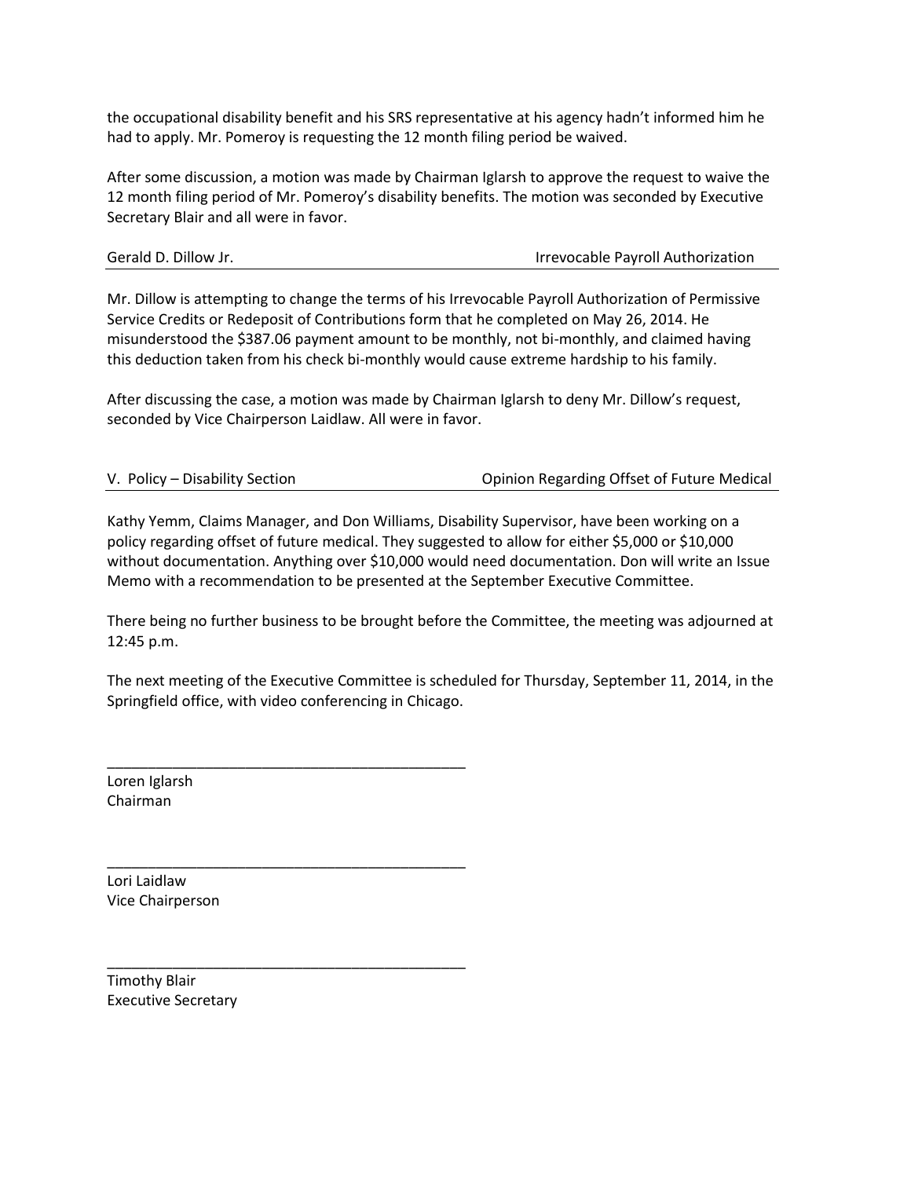the occupational disability benefit and his SRS representative at his agency hadn't informed him he had to apply. Mr. Pomeroy is requesting the 12 month filing period be waived.

After some discussion, a motion was made by Chairman Iglarsh to approve the request to waive the 12 month filing period of Mr. Pomeroy's disability benefits. The motion was seconded by Executive Secretary Blair and all were in favor.

**Gerald D. Dillow Jr.** — **Irrevocable Payroll Authorization**

Mr. Dillow is attempting to change the terms of his Irrevocable Payroll Authorization of Permissive Service Credits or Redeposit of Contributions form that he completed on May 26, 2014. He misunderstood the $387.06 payment amount to be monthly, not bi-monthly, and claimed having this deduction taken from his check bi-monthly would cause extreme hardship to his family.

After discussing the case, a motion was made by Chairman Iglarsh to deny Mr. Dillow's request, seconded by Vice Chairperson Laidlaw. All were in favor.

## V. Policy – Disability Section — Opinion Regarding Offset of Future Medical

Kathy Yemm, Claims Manager, and Don Williams, Disability Supervisor, have been working on a policy regarding offset of future medical. They suggested to allow for either $5,000 or $10,000 without documentation. Anything over $10,000 would need documentation. Don will write an Issue Memo with a recommendation to be presented at the September Executive Committee.

There being no further business to be brought before the Committee, the meeting was adjourned at 12:45 p.m.

The next meeting of the Executive Committee is scheduled for Thursday, September 11, 2014, in the Springfield office, with video conferencing in Chicago.

_____________________________________________
Loren Iglarsh
Chairman

_____________________________________________
Lori Laidlaw
Vice Chairperson

_____________________________________________
Timothy Blair
Executive Secretary